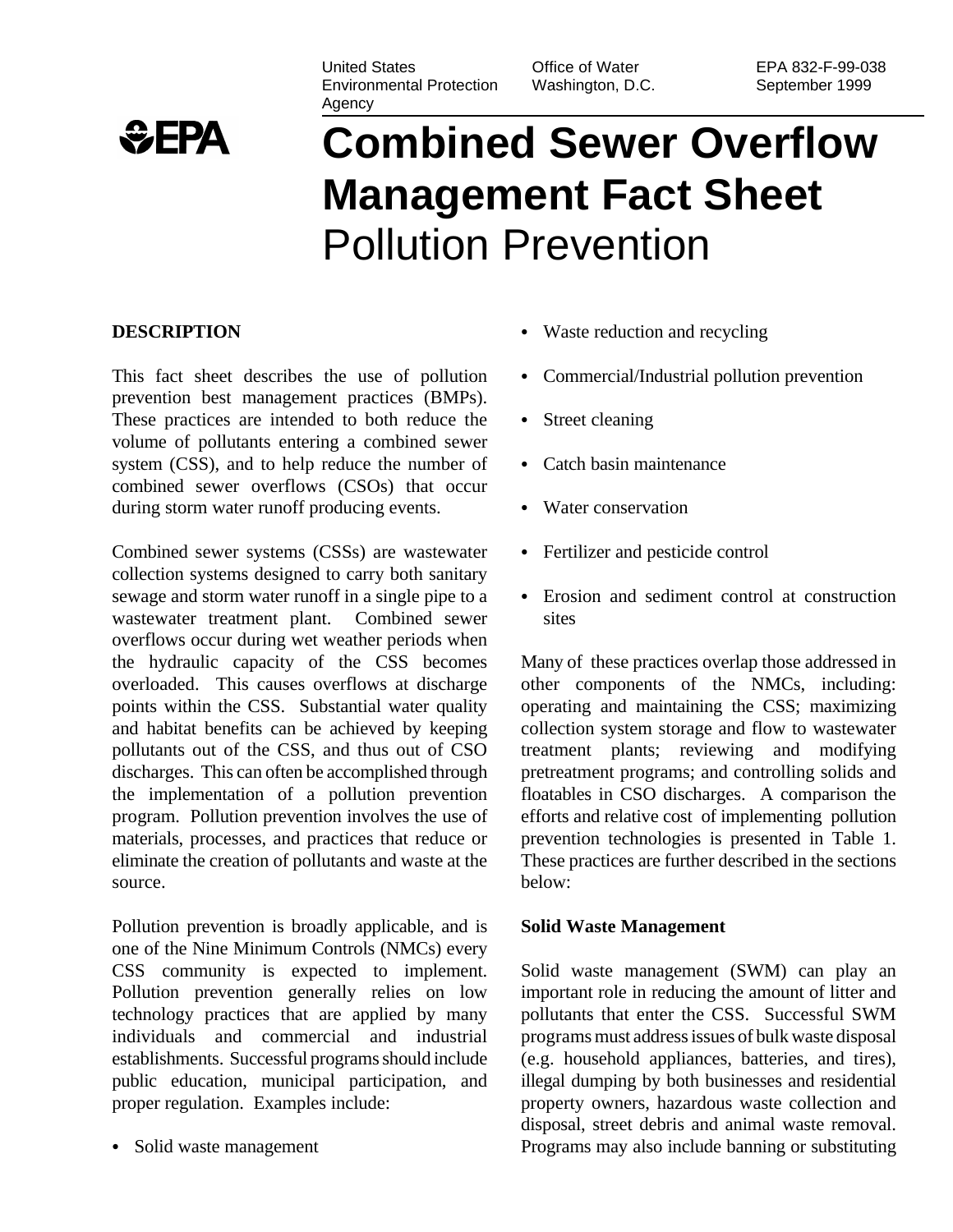United States Environmental Protection Agency | Office of Water Washington, D.C. | EPA 832-F-99-038 September 1999

# Combined Sewer Overflow Management Fact Sheet
# Pollution Prevention

## DESCRIPTION

This fact sheet describes the use of pollution prevention best management practices (BMPs). These practices are intended to both reduce the volume of pollutants entering a combined sewer system (CSS), and to help reduce the number of combined sewer overflows (CSOs) that occur during storm water runoff producing events.

Combined sewer systems (CSSs) are wastewater collection systems designed to carry both sanitary sewage and storm water runoff in a single pipe to a wastewater treatment plant. Combined sewer overflows occur during wet weather periods when the hydraulic capacity of the CSS becomes overloaded. This causes overflows at discharge points within the CSS. Substantial water quality and habitat benefits can be achieved by keeping pollutants out of the CSS, and thus out of CSO discharges. This can often be accomplished through the implementation of a pollution prevention program. Pollution prevention involves the use of materials, processes, and practices that reduce or eliminate the creation of pollutants and waste at the source.

Pollution prevention is broadly applicable, and is one of the Nine Minimum Controls (NMCs) every CSS community is expected to implement. Pollution prevention generally relies on low technology practices that are applied by many individuals and commercial and industrial establishments. Successful programs should include public education, municipal participation, and proper regulation. Examples include:

- Solid waste management
- Waste reduction and recycling
- Commercial/Industrial pollution prevention
- Street cleaning
- Catch basin maintenance
- Water conservation
- Fertilizer and pesticide control
- Erosion and sediment control at construction sites

Many of these practices overlap those addressed in other components of the NMCs, including: operating and maintaining the CSS; maximizing collection system storage and flow to wastewater treatment plants; reviewing and modifying pretreatment programs; and controlling solids and floatables in CSO discharges. A comparison the efforts and relative cost of implementing pollution prevention technologies is presented in Table 1. These practices are further described in the sections below:

### Solid Waste Management

Solid waste management (SWM) can play an important role in reducing the amount of litter and pollutants that enter the CSS. Successful SWM programs must address issues of bulk waste disposal (e.g. household appliances, batteries, and tires), illegal dumping by both businesses and residential property owners, hazardous waste collection and disposal, street debris and animal waste removal. Programs may also include banning or substituting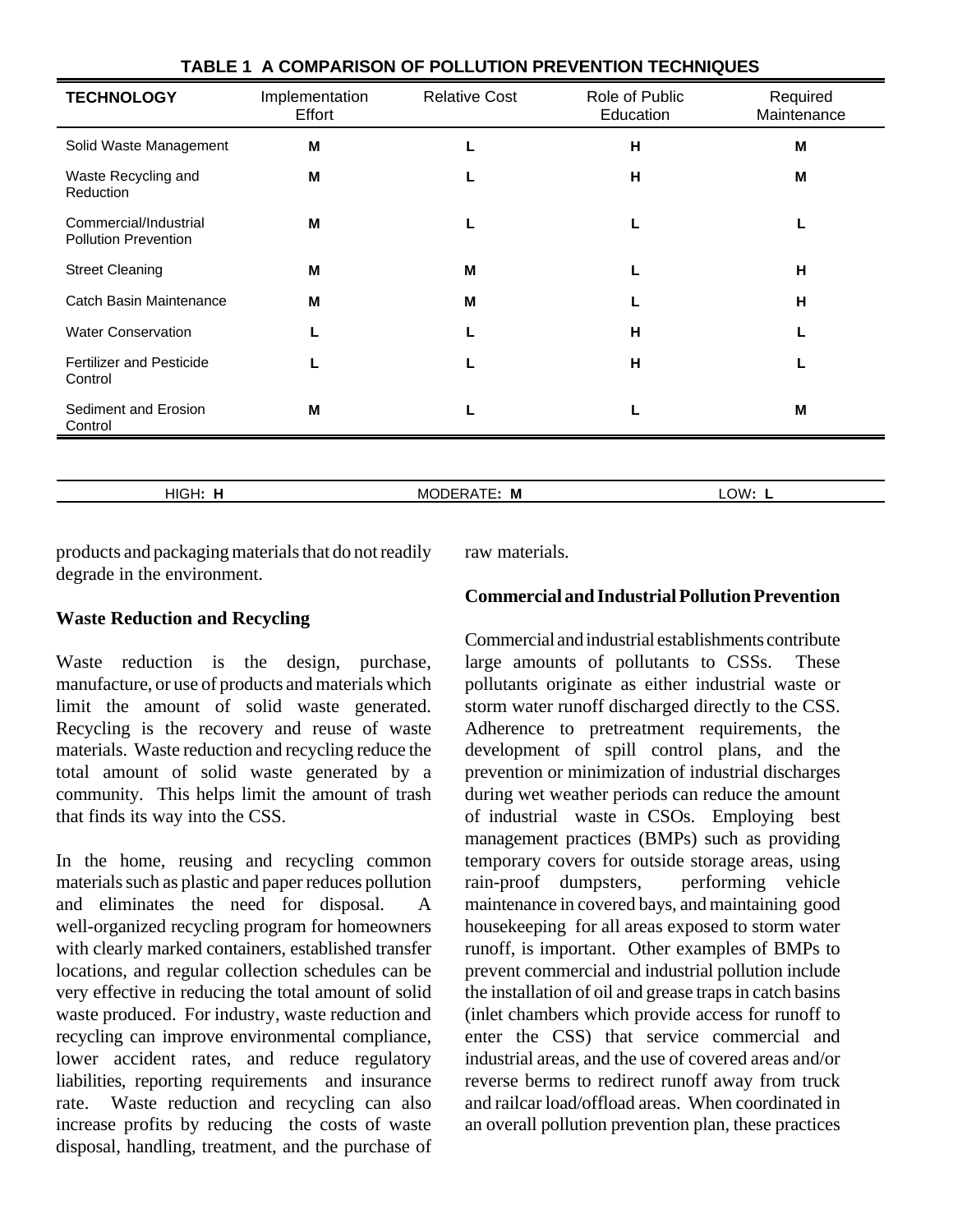**TABLE 1 A COMPARISON OF POLLUTION PREVENTION TECHNIQUES**

| TECHNOLOGY | Implementation Effort | Relative Cost | Role of Public Education | Required Maintenance |
|---|---|---|---|---|
| Solid Waste Management | M | L | H | M |
| Waste Recycling and Reduction | M | L | H | M |
| Commercial/Industrial Pollution Prevention | M | L | L | L |
| Street Cleaning | M | M | L | H |
| Catch Basin Maintenance | M | M | L | H |
| Water Conservation | L | L | H | L |
| Fertilizer and Pesticide Control | L | L | H | L |
| Sediment and Erosion Control | M | L | L | M |

HIGH: **H** MODERATE: **M** LOW: **L**

products and packaging materials that do not readily degrade in the environment.

### Waste Reduction and Recycling

Waste reduction is the design, purchase, manufacture, or use of products and materials which limit the amount of solid waste generated. Recycling is the recovery and reuse of waste materials. Waste reduction and recycling reduce the total amount of solid waste generated by a community. This helps limit the amount of trash that finds its way into the CSS.

In the home, reusing and recycling common materials such as plastic and paper reduces pollution and eliminates the need for disposal. A well-organized recycling program for homeowners with clearly marked containers, established transfer locations, and regular collection schedules can be very effective in reducing the total amount of solid waste produced. For industry, waste reduction and recycling can improve environmental compliance, lower accident rates, and reduce regulatory liabilities, reporting requirements and insurance rate. Waste reduction and recycling can also increase profits by reducing the costs of waste disposal, handling, treatment, and the purchase of raw materials.

### Commercial and Industrial Pollution Prevention

Commercial and industrial establishments contribute large amounts of pollutants to CSSs. These pollutants originate as either industrial waste or storm water runoff discharged directly to the CSS. Adherence to pretreatment requirements, the development of spill control plans, and the prevention or minimization of industrial discharges during wet weather periods can reduce the amount of industrial waste in CSOs. Employing best management practices (BMPs) such as providing temporary covers for outside storage areas, using rain-proof dumpsters, performing vehicle maintenance in covered bays, and maintaining good housekeeping for all areas exposed to storm water runoff, is important. Other examples of BMPs to prevent commercial and industrial pollution include the installation of oil and grease traps in catch basins (inlet chambers which provide access for runoff to enter the CSS) that service commercial and industrial areas, and the use of covered areas and/or reverse berms to redirect runoff away from truck and railcar load/offload areas. When coordinated in an overall pollution prevention plan, these practices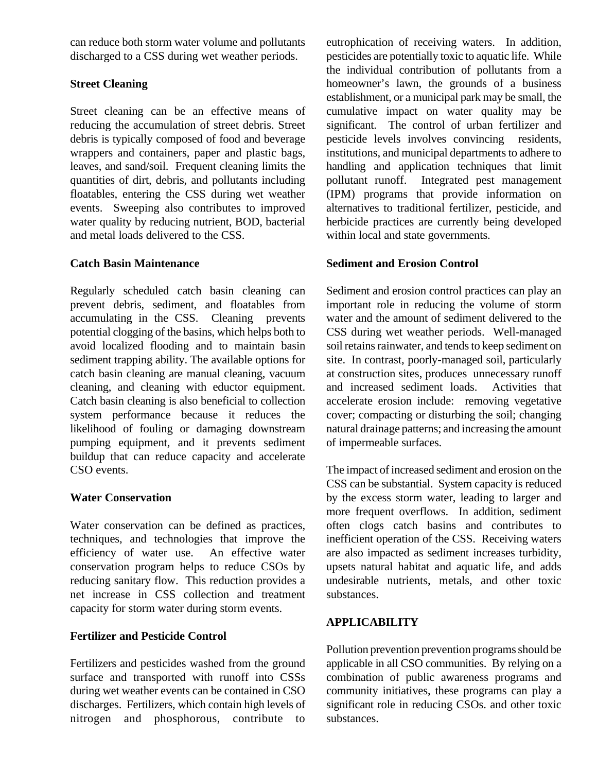can reduce both storm water volume and pollutants discharged to a CSS during wet weather periods.

**Street Cleaning**

Street cleaning can be an effective means of reducing the accumulation of street debris. Street debris is typically composed of food and beverage wrappers and containers, paper and plastic bags, leaves, and sand/soil. Frequent cleaning limits the quantities of dirt, debris, and pollutants including floatables, entering the CSS during wet weather events. Sweeping also contributes to improved water quality by reducing nutrient, BOD, bacterial and metal loads delivered to the CSS.

**Catch Basin Maintenance**

Regularly scheduled catch basin cleaning can prevent debris, sediment, and floatables from accumulating in the CSS. Cleaning prevents potential clogging of the basins, which helps both to avoid localized flooding and to maintain basin sediment trapping ability. The available options for catch basin cleaning are manual cleaning, vacuum cleaning, and cleaning with eductor equipment. Catch basin cleaning is also beneficial to collection system performance because it reduces the likelihood of fouling or damaging downstream pumping equipment, and it prevents sediment buildup that can reduce capacity and accelerate CSO events.

**Water Conservation**

Water conservation can be defined as practices, techniques, and technologies that improve the efficiency of water use. An effective water conservation program helps to reduce CSOs by reducing sanitary flow. This reduction provides a net increase in CSS collection and treatment capacity for storm water during storm events.

**Fertilizer and Pesticide Control**

Fertilizers and pesticides washed from the ground surface and transported with runoff into CSSs during wet weather events can be contained in CSO discharges. Fertilizers, which contain high levels of nitrogen and phosphorous, contribute to eutrophication of receiving waters. In addition, pesticides are potentially toxic to aquatic life. While the individual contribution of pollutants from a homeowner's lawn, the grounds of a business establishment, or a municipal park may be small, the cumulative impact on water quality may be significant. The control of urban fertilizer and pesticide levels involves convincing residents, institutions, and municipal departments to adhere to handling and application techniques that limit pollutant runoff. Integrated pest management (IPM) programs that provide information on alternatives to traditional fertilizer, pesticide, and herbicide practices are currently being developed within local and state governments.

**Sediment and Erosion Control**

Sediment and erosion control practices can play an important role in reducing the volume of storm water and the amount of sediment delivered to the CSS during wet weather periods. Well-managed soil retains rainwater, and tends to keep sediment on site. In contrast, poorly-managed soil, particularly at construction sites, produces unnecessary runoff and increased sediment loads. Activities that accelerate erosion include: removing vegetative cover; compacting or disturbing the soil; changing natural drainage patterns; and increasing the amount of impermeable surfaces.

The impact of increased sediment and erosion on the CSS can be substantial. System capacity is reduced by the excess storm water, leading to larger and more frequent overflows. In addition, sediment often clogs catch basins and contributes to inefficient operation of the CSS. Receiving waters are also impacted as sediment increases turbidity, upsets natural habitat and aquatic life, and adds undesirable nutrients, metals, and other toxic substances.

**APPLICABILITY**

Pollution prevention prevention programs should be applicable in all CSO communities. By relying on a combination of public awareness programs and community initiatives, these programs can play a significant role in reducing CSOs. and other toxic substances.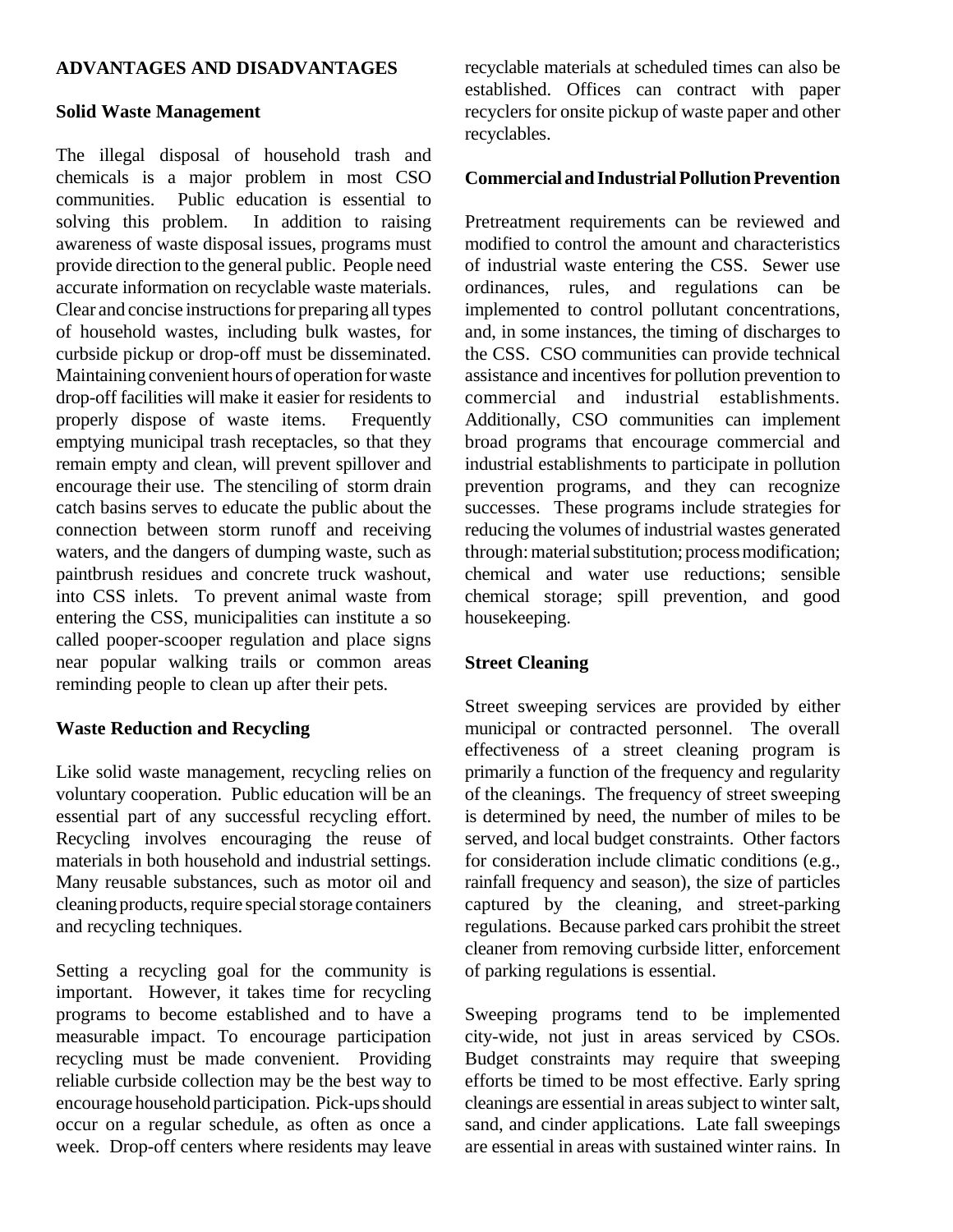## ADVANTAGES AND DISADVANTAGES

### Solid Waste Management

The illegal disposal of household trash and chemicals is a major problem in most CSO communities. Public education is essential to solving this problem. In addition to raising awareness of waste disposal issues, programs must provide direction to the general public. People need accurate information on recyclable waste materials. Clear and concise instructions for preparing all types of household wastes, including bulk wastes, for curbside pickup or drop-off must be disseminated. Maintaining convenient hours of operation for waste drop-off facilities will make it easier for residents to properly dispose of waste items. Frequently emptying municipal trash receptacles, so that they remain empty and clean, will prevent spillover and encourage their use. The stenciling of storm drain catch basins serves to educate the public about the connection between storm runoff and receiving waters, and the dangers of dumping waste, such as paintbrush residues and concrete truck washout, into CSS inlets. To prevent animal waste from entering the CSS, municipalities can institute a so called pooper-scooper regulation and place signs near popular walking trails or common areas reminding people to clean up after their pets.

### Waste Reduction and Recycling

Like solid waste management, recycling relies on voluntary cooperation. Public education will be an essential part of any successful recycling effort. Recycling involves encouraging the reuse of materials in both household and industrial settings. Many reusable substances, such as motor oil and cleaning products, require special storage containers and recycling techniques.

Setting a recycling goal for the community is important. However, it takes time for recycling programs to become established and to have a measurable impact. To encourage participation recycling must be made convenient. Providing reliable curbside collection may be the best way to encourage household participation. Pick-ups should occur on a regular schedule, as often as once a week. Drop-off centers where residents may leave recyclable materials at scheduled times can also be established. Offices can contract with paper recyclers for onsite pickup of waste paper and other recyclables.

### Commercial and Industrial Pollution Prevention

Pretreatment requirements can be reviewed and modified to control the amount and characteristics of industrial waste entering the CSS. Sewer use ordinances, rules, and regulations can be implemented to control pollutant concentrations, and, in some instances, the timing of discharges to the CSS. CSO communities can provide technical assistance and incentives for pollution prevention to commercial and industrial establishments. Additionally, CSO communities can implement broad programs that encourage commercial and industrial establishments to participate in pollution prevention programs, and they can recognize successes. These programs include strategies for reducing the volumes of industrial wastes generated through: material substitution; process modification; chemical and water use reductions; sensible chemical storage; spill prevention, and good housekeeping.

### Street Cleaning

Street sweeping services are provided by either municipal or contracted personnel. The overall effectiveness of a street cleaning program is primarily a function of the frequency and regularity of the cleanings. The frequency of street sweeping is determined by need, the number of miles to be served, and local budget constraints. Other factors for consideration include climatic conditions (e.g., rainfall frequency and season), the size of particles captured by the cleaning, and street-parking regulations. Because parked cars prohibit the street cleaner from removing curbside litter, enforcement of parking regulations is essential.

Sweeping programs tend to be implemented city-wide, not just in areas serviced by CSOs. Budget constraints may require that sweeping efforts be timed to be most effective. Early spring cleanings are essential in areas subject to winter salt, sand, and cinder applications. Late fall sweepings are essential in areas with sustained winter rains. In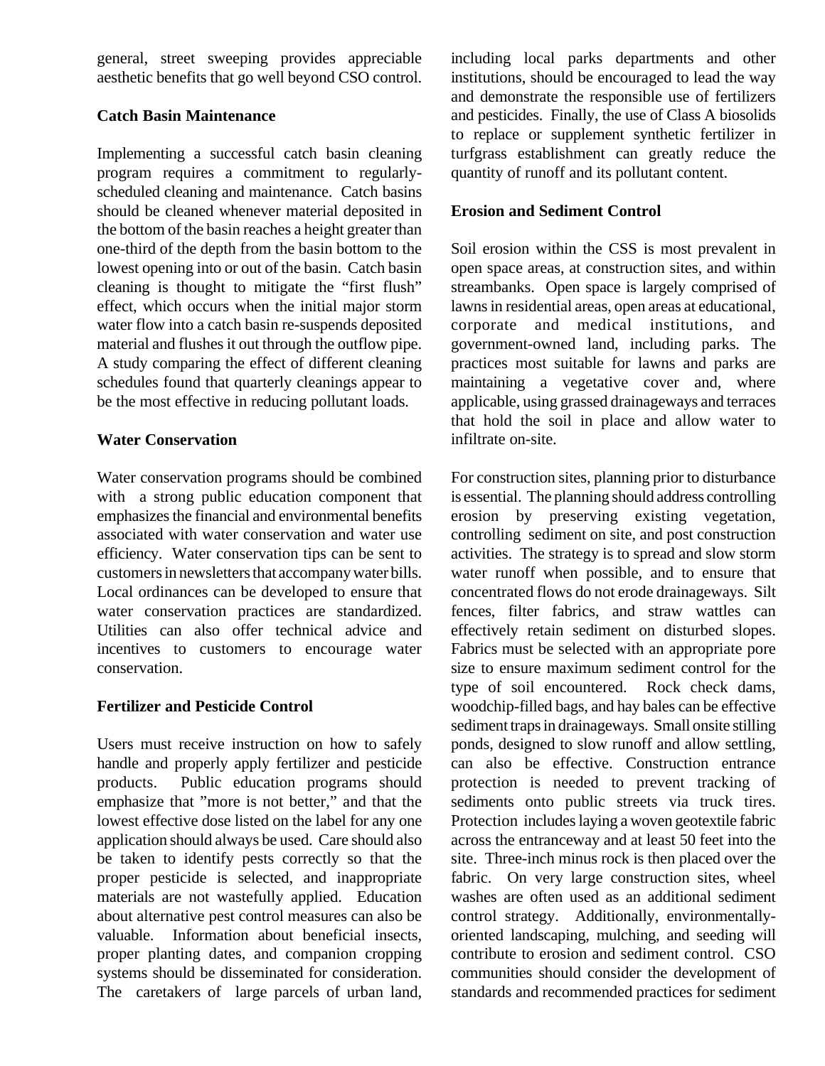general, street sweeping provides appreciable aesthetic benefits that go well beyond CSO control.

**Catch Basin Maintenance**

Implementing a successful catch basin cleaning program requires a commitment to regularly-scheduled cleaning and maintenance. Catch basins should be cleaned whenever material deposited in the bottom of the basin reaches a height greater than one-third of the depth from the basin bottom to the lowest opening into or out of the basin. Catch basin cleaning is thought to mitigate the "first flush" effect, which occurs when the initial major storm water flow into a catch basin re-suspends deposited material and flushes it out through the outflow pipe. A study comparing the effect of different cleaning schedules found that quarterly cleanings appear to be the most effective in reducing pollutant loads.

**Water Conservation**

Water conservation programs should be combined with a strong public education component that emphasizes the financial and environmental benefits associated with water conservation and water use efficiency. Water conservation tips can be sent to customers in newsletters that accompany water bills. Local ordinances can be developed to ensure that water conservation practices are standardized. Utilities can also offer technical advice and incentives to customers to encourage water conservation.

**Fertilizer and Pesticide Control**

Users must receive instruction on how to safely handle and properly apply fertilizer and pesticide products. Public education programs should emphasize that "more is not better," and that the lowest effective dose listed on the label for any one application should always be used. Care should also be taken to identify pests correctly so that the proper pesticide is selected, and inappropriate materials are not wastefully applied. Education about alternative pest control measures can also be valuable. Information about beneficial insects, proper planting dates, and companion cropping systems should be disseminated for consideration. The caretakers of large parcels of urban land, including local parks departments and other institutions, should be encouraged to lead the way and demonstrate the responsible use of fertilizers and pesticides. Finally, the use of Class A biosolids to replace or supplement synthetic fertilizer in turfgrass establishment can greatly reduce the quantity of runoff and its pollutant content.

**Erosion and Sediment Control**

Soil erosion within the CSS is most prevalent in open space areas, at construction sites, and within streambanks. Open space is largely comprised of lawns in residential areas, open areas at educational, corporate and medical institutions, and government-owned land, including parks. The practices most suitable for lawns and parks are maintaining a vegetative cover and, where applicable, using grassed drainageways and terraces that hold the soil in place and allow water to infiltrate on-site.

For construction sites, planning prior to disturbance is essential. The planning should address controlling erosion by preserving existing vegetation, controlling sediment on site, and post construction activities. The strategy is to spread and slow storm water runoff when possible, and to ensure that concentrated flows do not erode drainageways. Silt fences, filter fabrics, and straw wattles can effectively retain sediment on disturbed slopes. Fabrics must be selected with an appropriate pore size to ensure maximum sediment control for the type of soil encountered. Rock check dams, woodchip-filled bags, and hay bales can be effective sediment traps in drainageways. Small onsite stilling ponds, designed to slow runoff and allow settling, can also be effective. Construction entrance protection is needed to prevent tracking of sediments onto public streets via truck tires. Protection includes laying a woven geotextile fabric across the entranceway and at least 50 feet into the site. Three-inch minus rock is then placed over the fabric. On very large construction sites, wheel washes are often used as an additional sediment control strategy. Additionally, environmentally-oriented landscaping, mulching, and seeding will contribute to erosion and sediment control. CSO communities should consider the development of standards and recommended practices for sediment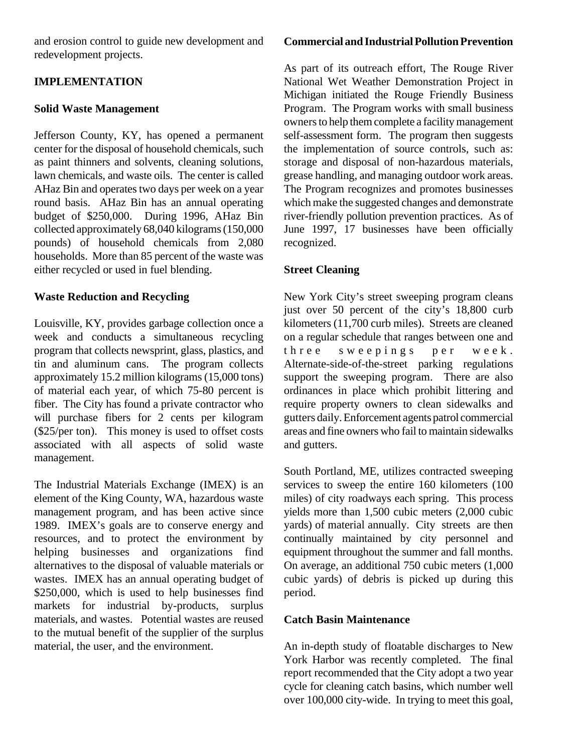and erosion control to guide new development and redevelopment projects.

## IMPLEMENTATION

### Solid Waste Management

Jefferson County, KY, has opened a permanent center for the disposal of household chemicals, such as paint thinners and solvents, cleaning solutions, lawn chemicals, and waste oils. The center is called AHaz Bin and operates two days per week on a year round basis. AHaz Bin has an annual operating budget of $250,000. During 1996, AHaz Bin collected approximately 68,040 kilograms (150,000 pounds) of household chemicals from 2,080 households. More than 85 percent of the waste was either recycled or used in fuel blending.

### Waste Reduction and Recycling

Louisville, KY, provides garbage collection once a week and conducts a simultaneous recycling program that collects newsprint, glass, plastics, and tin and aluminum cans. The program collects approximately 15.2 million kilograms (15,000 tons) of material each year, of which 75-80 percent is fiber. The City has found a private contractor who will purchase fibers for 2 cents per kilogram ($25/per ton). This money is used to offset costs associated with all aspects of solid waste management.

The Industrial Materials Exchange (IMEX) is an element of the King County, WA, hazardous waste management program, and has been active since 1989. IMEX's goals are to conserve energy and resources, and to protect the environment by helping businesses and organizations find alternatives to the disposal of valuable materials or wastes. IMEX has an annual operating budget of $250,000, which is used to help businesses find markets for industrial by-products, surplus materials, and wastes. Potential wastes are reused to the mutual benefit of the supplier of the surplus material, the user, and the environment.

### Commercial and Industrial Pollution Prevention

As part of its outreach effort, The Rouge River National Wet Weather Demonstration Project in Michigan initiated the Rouge Friendly Business Program. The Program works with small business owners to help them complete a facility management self-assessment form. The program then suggests the implementation of source controls, such as: storage and disposal of non-hazardous materials, grease handling, and managing outdoor work areas. The Program recognizes and promotes businesses which make the suggested changes and demonstrate river-friendly pollution prevention practices. As of June 1997, 17 businesses have been officially recognized.

### Street Cleaning

New York City's street sweeping program cleans just over 50 percent of the city's 18,800 curb kilometers (11,700 curb miles). Streets are cleaned on a regular schedule that ranges between one and three sweepings per week. Alternate-side-of-the-street parking regulations support the sweeping program. There are also ordinances in place which prohibit littering and require property owners to clean sidewalks and gutters daily. Enforcement agents patrol commercial areas and fine owners who fail to maintain sidewalks and gutters.

South Portland, ME, utilizes contracted sweeping services to sweep the entire 160 kilometers (100 miles) of city roadways each spring. This process yields more than 1,500 cubic meters (2,000 cubic yards) of material annually. City streets are then continually maintained by city personnel and equipment throughout the summer and fall months. On average, an additional 750 cubic meters (1,000 cubic yards) of debris is picked up during this period.

### Catch Basin Maintenance

An in-depth study of floatable discharges to New York Harbor was recently completed. The final report recommended that the City adopt a two year cycle for cleaning catch basins, which number well over 100,000 city-wide. In trying to meet this goal,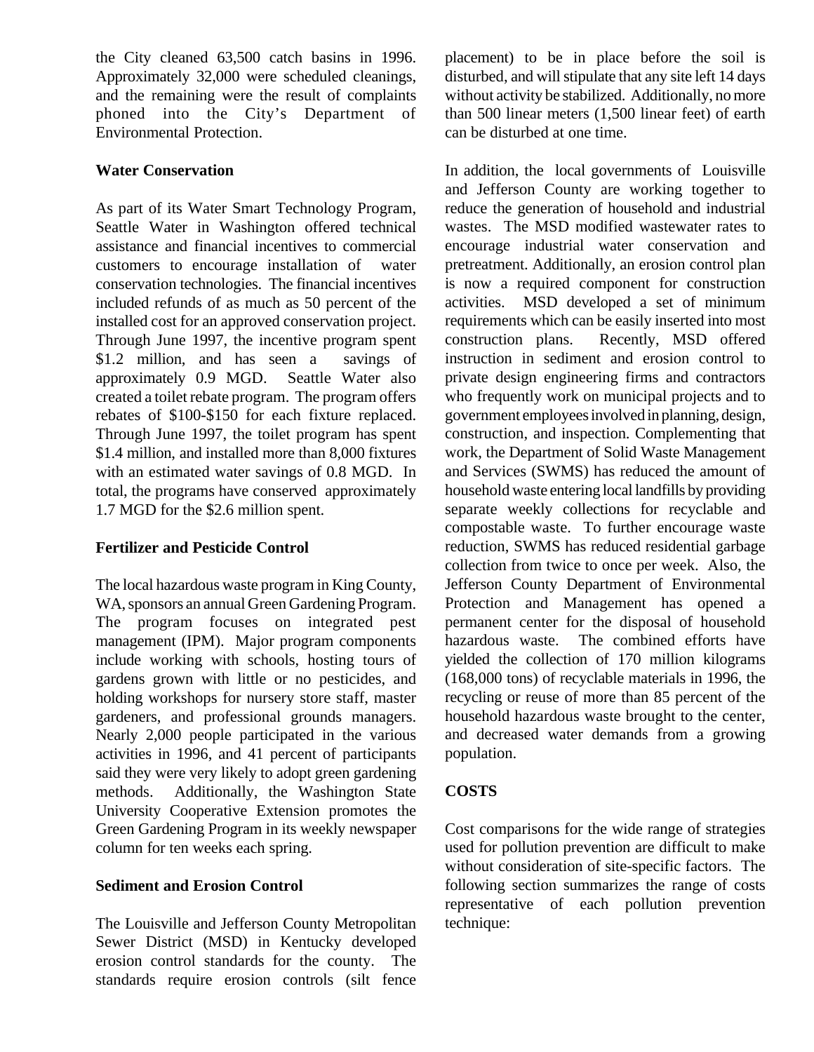the City cleaned 63,500 catch basins in 1996. Approximately 32,000 were scheduled cleanings, and the remaining were the result of complaints phoned into the City's Department of Environmental Protection.

**Water Conservation**

As part of its Water Smart Technology Program, Seattle Water in Washington offered technical assistance and financial incentives to commercial customers to encourage installation of water conservation technologies. The financial incentives included refunds of as much as 50 percent of the installed cost for an approved conservation project. Through June 1997, the incentive program spent $1.2 million, and has seen a savings of approximately 0.9 MGD. Seattle Water also created a toilet rebate program. The program offers rebates of $100-$150 for each fixture replaced. Through June 1997, the toilet program has spent $1.4 million, and installed more than 8,000 fixtures with an estimated water savings of 0.8 MGD. In total, the programs have conserved approximately 1.7 MGD for the $2.6 million spent.

**Fertilizer and Pesticide Control**

The local hazardous waste program in King County, WA, sponsors an annual Green Gardening Program. The program focuses on integrated pest management (IPM). Major program components include working with schools, hosting tours of gardens grown with little or no pesticides, and holding workshops for nursery store staff, master gardeners, and professional grounds managers. Nearly 2,000 people participated in the various activities in 1996, and 41 percent of participants said they were very likely to adopt green gardening methods. Additionally, the Washington State University Cooperative Extension promotes the Green Gardening Program in its weekly newspaper column for ten weeks each spring.

**Sediment and Erosion Control**

The Louisville and Jefferson County Metropolitan Sewer District (MSD) in Kentucky developed erosion control standards for the county. The standards require erosion controls (silt fence placement) to be in place before the soil is disturbed, and will stipulate that any site left 14 days without activity be stabilized. Additionally, no more than 500 linear meters (1,500 linear feet) of earth can be disturbed at one time.

In addition, the local governments of Louisville and Jefferson County are working together to reduce the generation of household and industrial wastes. The MSD modified wastewater rates to encourage industrial water conservation and pretreatment. Additionally, an erosion control plan is now a required component for construction activities. MSD developed a set of minimum requirements which can be easily inserted into most construction plans. Recently, MSD offered instruction in sediment and erosion control to private design engineering firms and contractors who frequently work on municipal projects and to government employees involved in planning, design, construction, and inspection. Complementing that work, the Department of Solid Waste Management and Services (SWMS) has reduced the amount of household waste entering local landfills by providing separate weekly collections for recyclable and compostable waste. To further encourage waste reduction, SWMS has reduced residential garbage collection from twice to once per week. Also, the Jefferson County Department of Environmental Protection and Management has opened a permanent center for the disposal of household hazardous waste. The combined efforts have yielded the collection of 170 million kilograms (168,000 tons) of recyclable materials in 1996, the recycling or reuse of more than 85 percent of the household hazardous waste brought to the center, and decreased water demands from a growing population.

**COSTS**

Cost comparisons for the wide range of strategies used for pollution prevention are difficult to make without consideration of site-specific factors. The following section summarizes the range of costs representative of each pollution prevention technique: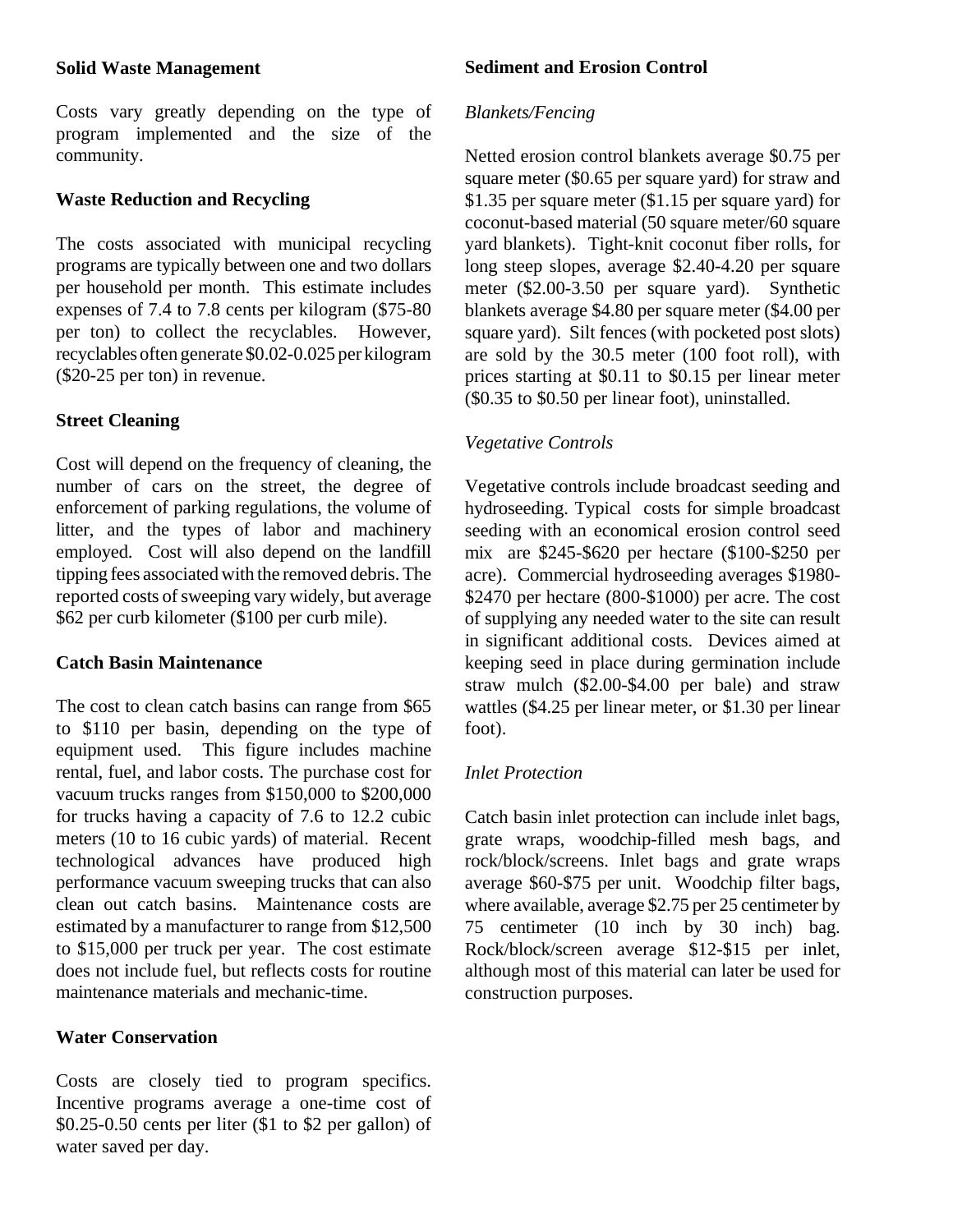**Solid Waste Management**

Costs vary greatly depending on the type of program implemented and the size of the community.

**Waste Reduction and Recycling**

The costs associated with municipal recycling programs are typically between one and two dollars per household per month. This estimate includes expenses of 7.4 to 7.8 cents per kilogram ($75-80 per ton) to collect the recyclables. However, recyclables often generate $0.02-0.025 per kilogram ($20-25 per ton) in revenue.

**Street Cleaning**

Cost will depend on the frequency of cleaning, the number of cars on the street, the degree of enforcement of parking regulations, the volume of litter, and the types of labor and machinery employed. Cost will also depend on the landfill tipping fees associated with the removed debris. The reported costs of sweeping vary widely, but average $62 per curb kilometer ($100 per curb mile).

**Catch Basin Maintenance**

The cost to clean catch basins can range from $65 to $110 per basin, depending on the type of equipment used. This figure includes machine rental, fuel, and labor costs. The purchase cost for vacuum trucks ranges from $150,000 to $200,000 for trucks having a capacity of 7.6 to 12.2 cubic meters (10 to 16 cubic yards) of material. Recent technological advances have produced high performance vacuum sweeping trucks that can also clean out catch basins. Maintenance costs are estimated by a manufacturer to range from $12,500 to $15,000 per truck per year. The cost estimate does not include fuel, but reflects costs for routine maintenance materials and mechanic-time.

**Water Conservation**

Costs are closely tied to program specifics. Incentive programs average a one-time cost of $0.25-0.50 cents per liter ($1 to $2 per gallon) of water saved per day.

**Sediment and Erosion Control**

*Blankets/Fencing*

Netted erosion control blankets average $0.75 per square meter ($0.65 per square yard) for straw and $1.35 per square meter ($1.15 per square yard) for coconut-based material (50 square meter/60 square yard blankets). Tight-knit coconut fiber rolls, for long steep slopes, average $2.40-4.20 per square meter ($2.00-3.50 per square yard). Synthetic blankets average $4.80 per square meter ($4.00 per square yard). Silt fences (with pocketed post slots) are sold by the 30.5 meter (100 foot roll), with prices starting at $0.11 to $0.15 per linear meter ($0.35 to $0.50 per linear foot), uninstalled.

*Vegetative Controls*

Vegetative controls include broadcast seeding and hydroseeding. Typical costs for simple broadcast seeding with an economical erosion control seed mix are $245-$620 per hectare ($100-$250 per acre). Commercial hydroseeding averages $1980-$2470 per hectare (800-$1000) per acre. The cost of supplying any needed water to the site can result in significant additional costs. Devices aimed at keeping seed in place during germination include straw mulch ($2.00-$4.00 per bale) and straw wattles ($4.25 per linear meter, or $1.30 per linear foot).

*Inlet Protection*

Catch basin inlet protection can include inlet bags, grate wraps, woodchip-filled mesh bags, and rock/block/screens. Inlet bags and grate wraps average $60-$75 per unit. Woodchip filter bags, where available, average $2.75 per 25 centimeter by 75 centimeter (10 inch by 30 inch) bag. Rock/block/screen average $12-$15 per inlet, although most of this material can later be used for construction purposes.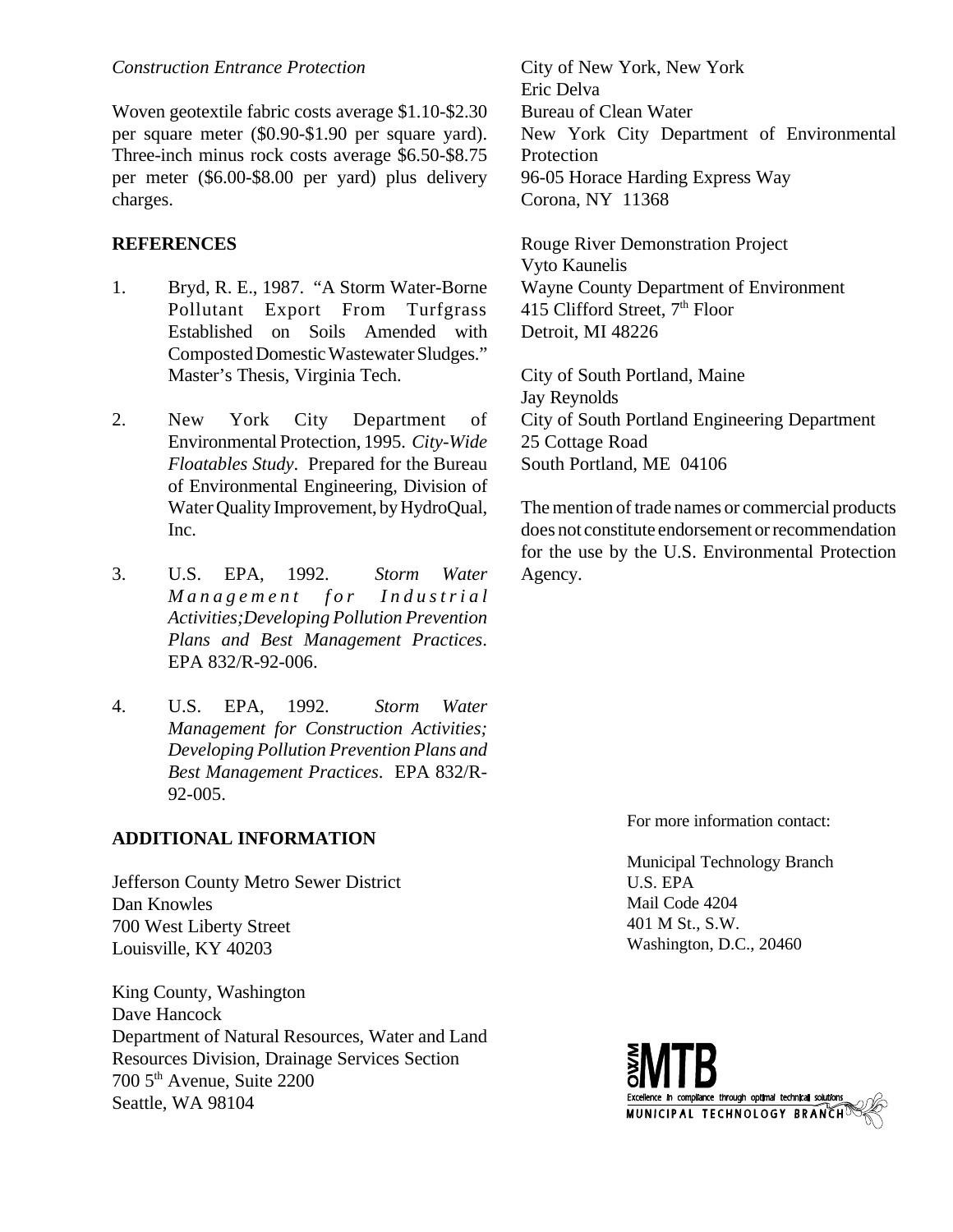*Construction Entrance Protection*

Woven geotextile fabric costs average $1.10-$2.30 per square meter ($0.90-$1.90 per square yard). Three-inch minus rock costs average $6.50-$8.75 per meter ($6.00-$8.00 per yard) plus delivery charges.

**REFERENCES**

1. Bryd, R. E., 1987. "A Storm Water-Borne Pollutant Export From Turfgrass Established on Soils Amended with Composted Domestic Wastewater Sludges." Master's Thesis, Virginia Tech.

2. New York City Department of Environmental Protection, 1995. *City-Wide Floatables Study*. Prepared for the Bureau of Environmental Engineering, Division of Water Quality Improvement, by HydroQual, Inc.

3. U.S. EPA, 1992. *Storm Water Management for Industrial Activities;Developing Pollution Prevention Plans and Best Management Practices*. EPA 832/R-92-006.

4. U.S. EPA, 1992. *Storm Water Management for Construction Activities; Developing Pollution Prevention Plans and Best Management Practices*. EPA 832/R-92-005.

**ADDITIONAL INFORMATION**

Jefferson County Metro Sewer District
Dan Knowles
700 West Liberty Street
Louisville, KY 40203

King County, Washington
Dave Hancock
Department of Natural Resources, Water and Land Resources Division, Drainage Services Section
700 5th Avenue, Suite 2200
Seattle, WA 98104

City of New York, New York
Eric Delva
Bureau of Clean Water
New York City Department of Environmental Protection
96-05 Horace Harding Express Way
Corona, NY 11368

Rouge River Demonstration Project
Vyto Kaunelis
Wayne County Department of Environment
415 Clifford Street, 7th Floor
Detroit, MI 48226

City of South Portland, Maine
Jay Reynolds
City of South Portland Engineering Department
25 Cottage Road
South Portland, ME 04106

The mention of trade names or commercial products does not constitute endorsement or recommendation for the use by the U.S. Environmental Protection Agency.

For more information contact:

Municipal Technology Branch
U.S. EPA
Mail Code 4204
401 M St., S.W.
Washington, D.C., 20460

OWM MTB
Excellence in compliance through optimal technical solutions
MUNICIPAL TECHNOLOGY BRANCH